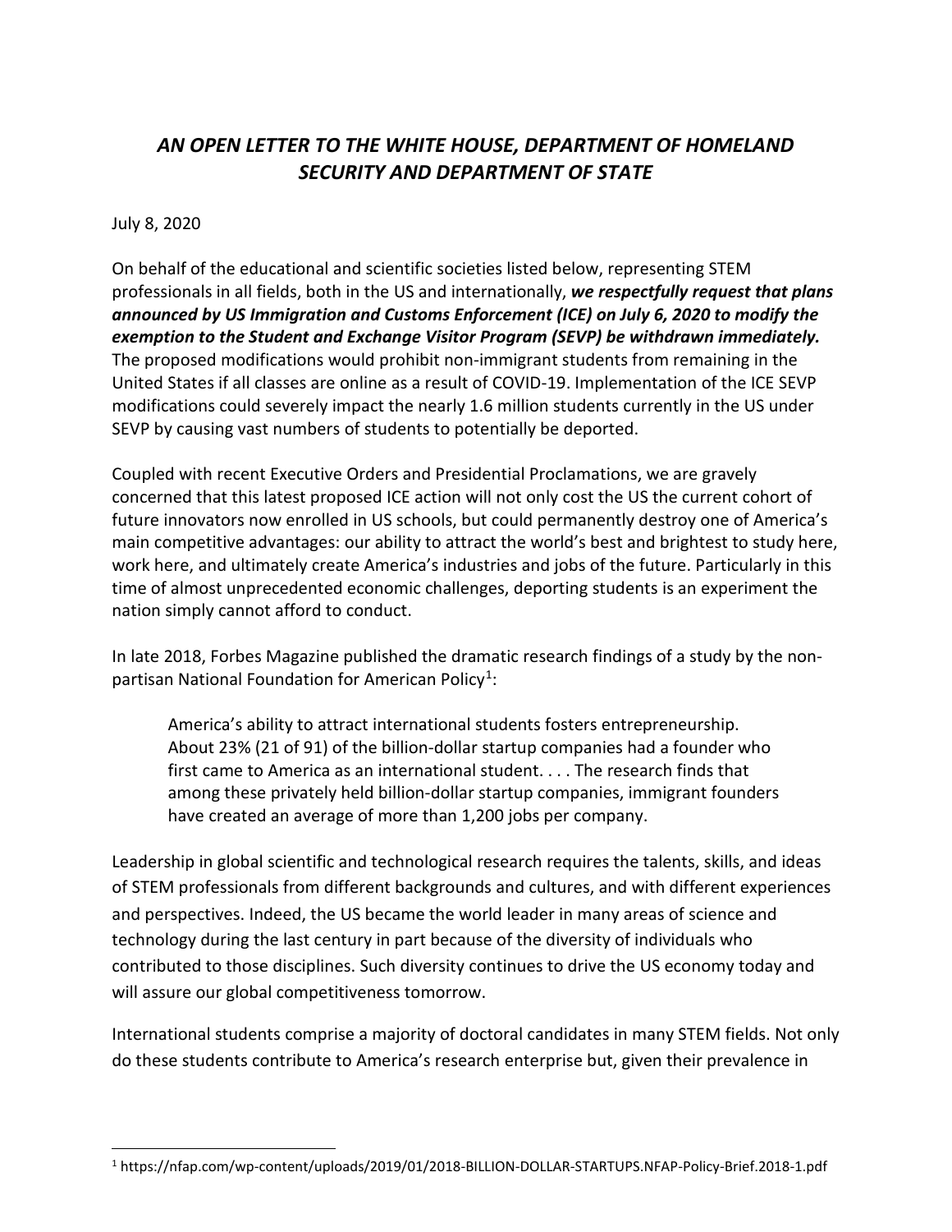# *AN OPEN LETTER TO THE WHITE HOUSE, DEPARTMENT OF HOMELAND SECURITY AND DEPARTMENT OF STATE*

July 8, 2020

On behalf of the educational and scientific societies listed below, representing STEM professionals in all fields, both in the US and internationally, ***we respectfully request that plans announced by US Immigration and Customs Enforcement (ICE) on July 6, 2020 to modify the exemption to the Student and Exchange Visitor Program (SEVP) be withdrawn immediately.*** The proposed modifications would prohibit non-immigrant students from remaining in the United States if all classes are online as a result of COVID-19. Implementation of the ICE SEVP modifications could severely impact the nearly 1.6 million students currently in the US under SEVP by causing vast numbers of students to potentially be deported.

Coupled with recent Executive Orders and Presidential Proclamations, we are gravely concerned that this latest proposed ICE action will not only cost the US the current cohort of future innovators now enrolled in US schools, but could permanently destroy one of America's main competitive advantages: our ability to attract the world's best and brightest to study here, work here, and ultimately create America's industries and jobs of the future. Particularly in this time of almost unprecedented economic challenges, deporting students is an experiment the nation simply cannot afford to conduct.

In late 2018, Forbes Magazine published the dramatic research findings of a study by the non-partisan National Foundation for American Policy[1]:

> America's ability to attract international students fosters entrepreneurship. About 23% (21 of 91) of the billion-dollar startup companies had a founder who first came to America as an international student. . . . The research finds that among these privately held billion-dollar startup companies, immigrant founders have created an average of more than 1,200 jobs per company.

Leadership in global scientific and technological research requires the talents, skills, and ideas of STEM professionals from different backgrounds and cultures, and with different experiences and perspectives. Indeed, the US became the world leader in many areas of science and technology during the last century in part because of the diversity of individuals who contributed to those disciplines. Such diversity continues to drive the US economy today and will assure our global competitiveness tomorrow.

International students comprise a majority of doctoral candidates in many STEM fields. Not only do these students contribute to America's research enterprise but, given their prevalence in

---

[1] https://nfap.com/wp-content/uploads/2019/01/2018-BILLION-DOLLAR-STARTUPS.NFAP-Policy-Brief.2018-1.pdf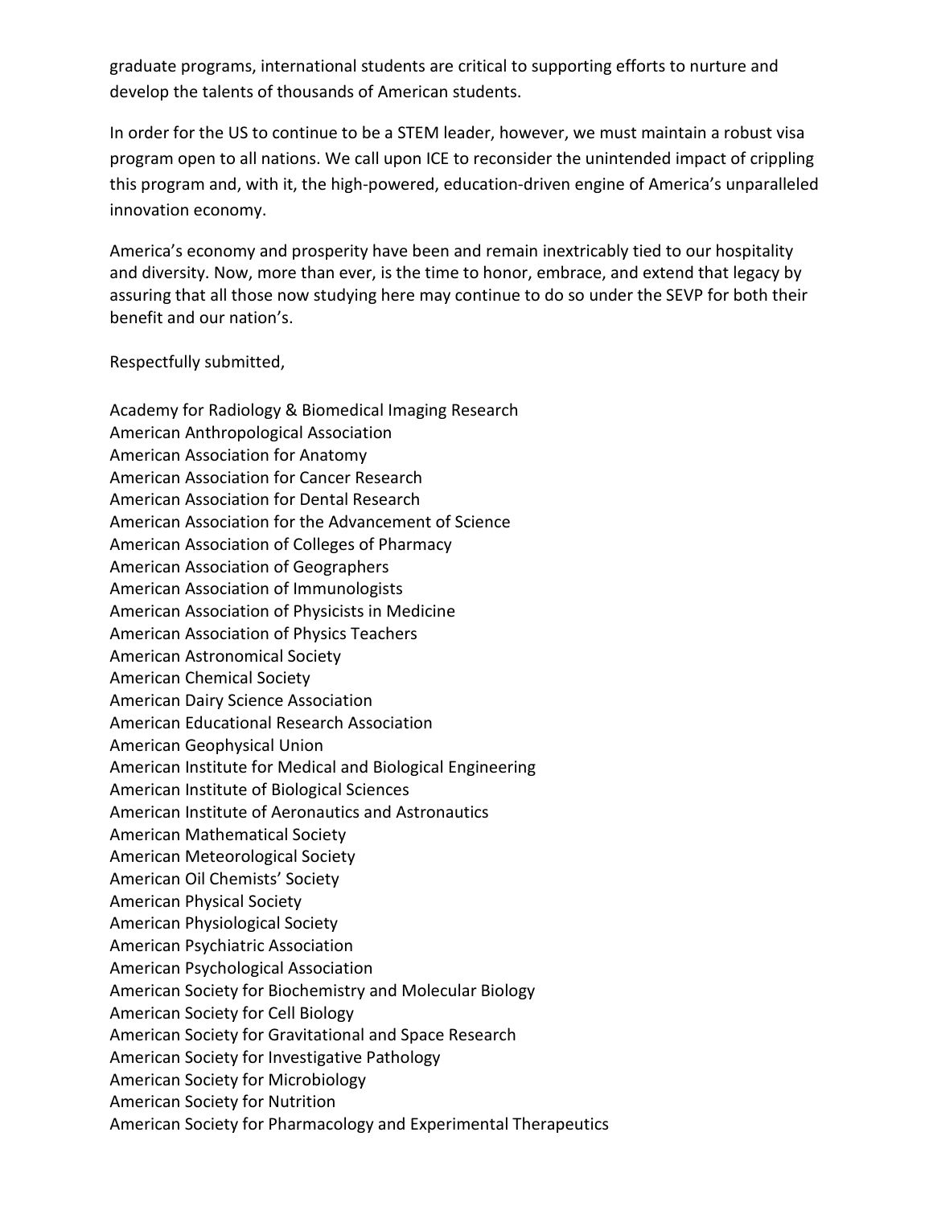graduate programs, international students are critical to supporting efforts to nurture and develop the talents of thousands of American students.

In order for the US to continue to be a STEM leader, however, we must maintain a robust visa program open to all nations. We call upon ICE to reconsider the unintended impact of crippling this program and, with it, the high-powered, education-driven engine of America's unparalleled innovation economy.

America's economy and prosperity have been and remain inextricably tied to our hospitality and diversity. Now, more than ever, is the time to honor, embrace, and extend that legacy by assuring that all those now studying here may continue to do so under the SEVP for both their benefit and our nation's.

Respectfully submitted,

Academy for Radiology & Biomedical Imaging Research
American Anthropological Association
American Association for Anatomy
American Association for Cancer Research
American Association for Dental Research
American Association for the Advancement of Science
American Association of Colleges of Pharmacy
American Association of Geographers
American Association of Immunologists
American Association of Physicists in Medicine
American Association of Physics Teachers
American Astronomical Society
American Chemical Society
American Dairy Science Association
American Educational Research Association
American Geophysical Union
American Institute for Medical and Biological Engineering
American Institute of Biological Sciences
American Institute of Aeronautics and Astronautics
American Mathematical Society
American Meteorological Society
American Oil Chemists' Society
American Physical Society
American Physiological Society
American Psychiatric Association
American Psychological Association
American Society for Biochemistry and Molecular Biology
American Society for Cell Biology
American Society for Gravitational and Space Research
American Society for Investigative Pathology
American Society for Microbiology
American Society for Nutrition
American Society for Pharmacology and Experimental Therapeutics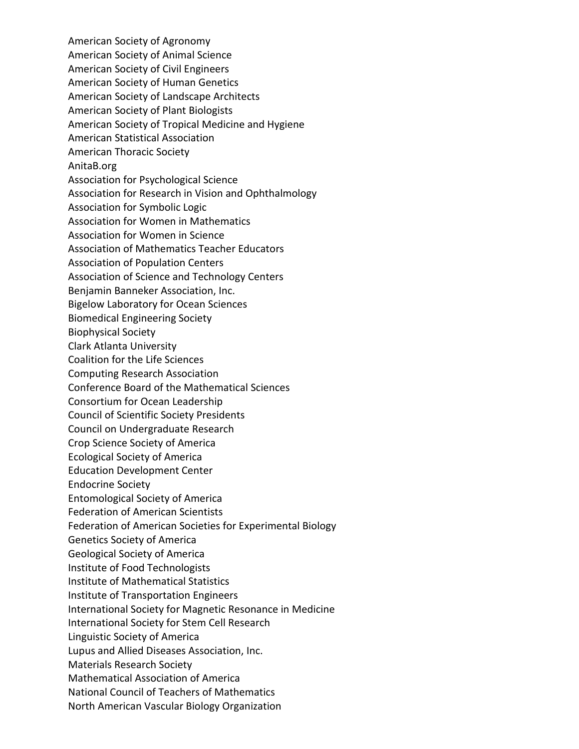American Society of Agronomy
American Society of Animal Science
American Society of Civil Engineers
American Society of Human Genetics
American Society of Landscape Architects
American Society of Plant Biologists
American Society of Tropical Medicine and Hygiene
American Statistical Association
American Thoracic Society
AnitaB.org
Association for Psychological Science
Association for Research in Vision and Ophthalmology
Association for Symbolic Logic
Association for Women in Mathematics
Association for Women in Science
Association of Mathematics Teacher Educators
Association of Population Centers
Association of Science and Technology Centers
Benjamin Banneker Association, Inc.
Bigelow Laboratory for Ocean Sciences
Biomedical Engineering Society
Biophysical Society
Clark Atlanta University
Coalition for the Life Sciences
Computing Research Association
Conference Board of the Mathematical Sciences
Consortium for Ocean Leadership
Council of Scientific Society Presidents
Council on Undergraduate Research
Crop Science Society of America
Ecological Society of America
Education Development Center
Endocrine Society
Entomological Society of America
Federation of American Scientists
Federation of American Societies for Experimental Biology
Genetics Society of America
Geological Society of America
Institute of Food Technologists
Institute of Mathematical Statistics
Institute of Transportation Engineers
International Society for Magnetic Resonance in Medicine
International Society for Stem Cell Research
Linguistic Society of America
Lupus and Allied Diseases Association, Inc.
Materials Research Society
Mathematical Association of America
National Council of Teachers of Mathematics
North American Vascular Biology Organization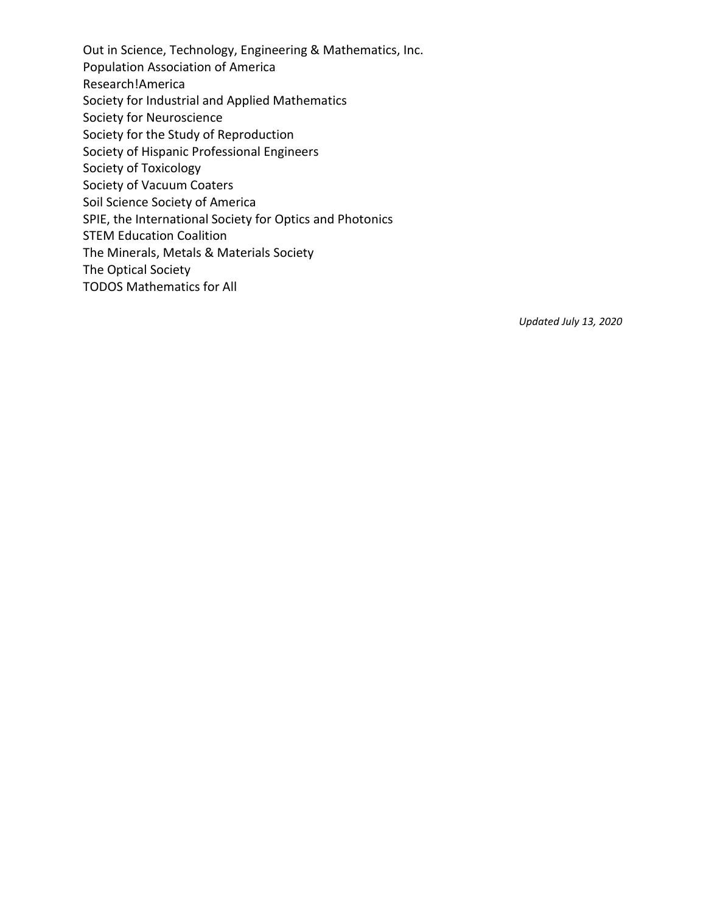Out in Science, Technology, Engineering & Mathematics, Inc.
Population Association of America
Research!America
Society for Industrial and Applied Mathematics
Society for Neuroscience
Society for the Study of Reproduction
Society of Hispanic Professional Engineers
Society of Toxicology
Society of Vacuum Coaters
Soil Science Society of America
SPIE, the International Society for Optics and Photonics
STEM Education Coalition
The Minerals, Metals & Materials Society
The Optical Society
TODOS Mathematics for All

*Updated July 13, 2020*